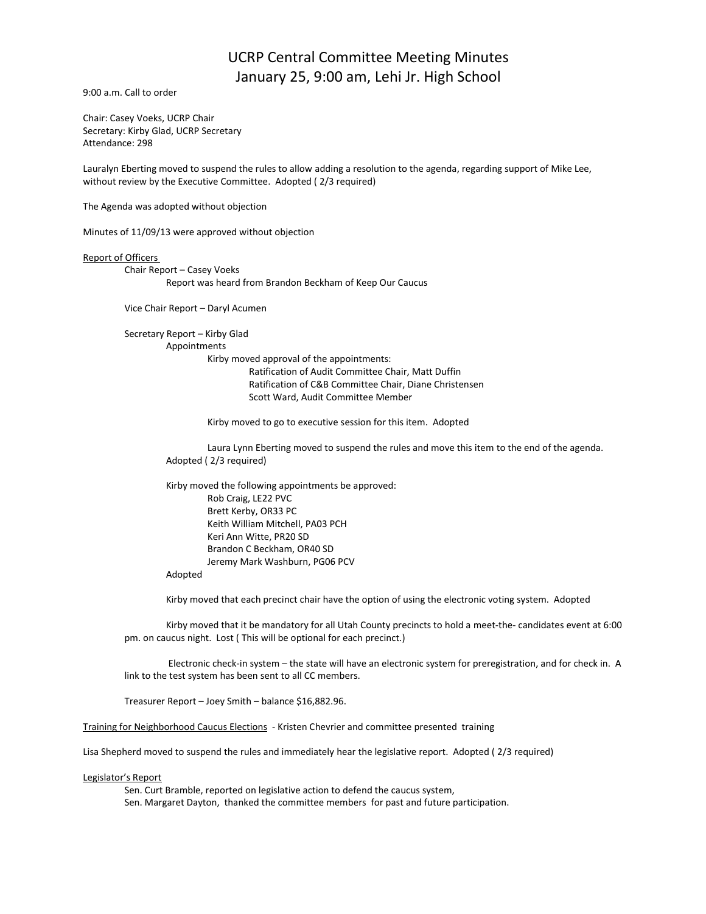# UCRP Central Committee Meeting Minutes
## January 25, 9:00 am, Lehi Jr. High School

9:00 a.m. Call to order

Chair: Casey Voeks, UCRP Chair
Secretary: Kirby Glad, UCRP Secretary
Attendance: 298

Lauralyn Eberting moved to suspend the rules to allow adding a resolution to the agenda, regarding support of Mike Lee, without review by the Executive Committee. Adopted ( 2/3 required)

The Agenda was adopted without objection

Minutes of 11/09/13 were approved without objection

<u>Report of Officers</u>

- Chair Report – Casey Voeks
  - Report was heard from Brandon Beckham of Keep Our Caucus

- Vice Chair Report – Daryl Acumen

- Secretary Report – Kirby Glad
  - Appointments
    - Kirby moved approval of the appointments:
      - Ratification of Audit Committee Chair, Matt Duffin
      - Ratification of C&B Committee Chair, Diane Christensen
      - Scott Ward, Audit Committee Member

    - Kirby moved to go to executive session for this item. Adopted

    - Laura Lynn Eberting moved to suspend the rules and move this item to the end of the agenda. Adopted ( 2/3 required)

  - Kirby moved the following appointments be approved:
    - Rob Craig, LE22 PVC
    - Brett Kerby, OR33 PC
    - Keith William Mitchell, PA03 PCH
    - Keri Ann Witte, PR20 SD
    - Brandon C Beckham, OR40 SD
    - Jeremy Mark Washburn, PG06 PCV

    Adopted

  - Kirby moved that each precinct chair have the option of using the electronic voting system. Adopted

  - Kirby moved that it be mandatory for all Utah County precincts to hold a meet-the- candidates event at 6:00 pm. on caucus night. Lost ( This will be optional for each precinct.)

  - Electronic check-in system – the state will have an electronic system for preregistration, and for check in. A link to the test system has been sent to all CC members.

- Treasurer Report – Joey Smith – balance $16,882.96.

<u>Training for Neighborhood Caucus Elections</u> - Kristen Chevrier and committee presented training

Lisa Shepherd moved to suspend the rules and immediately hear the legislative report. Adopted ( 2/3 required)

<u>Legislator's Report</u>

- Sen. Curt Bramble, reported on legislative action to defend the caucus system,
- Sen. Margaret Dayton, thanked the committee members for past and future participation.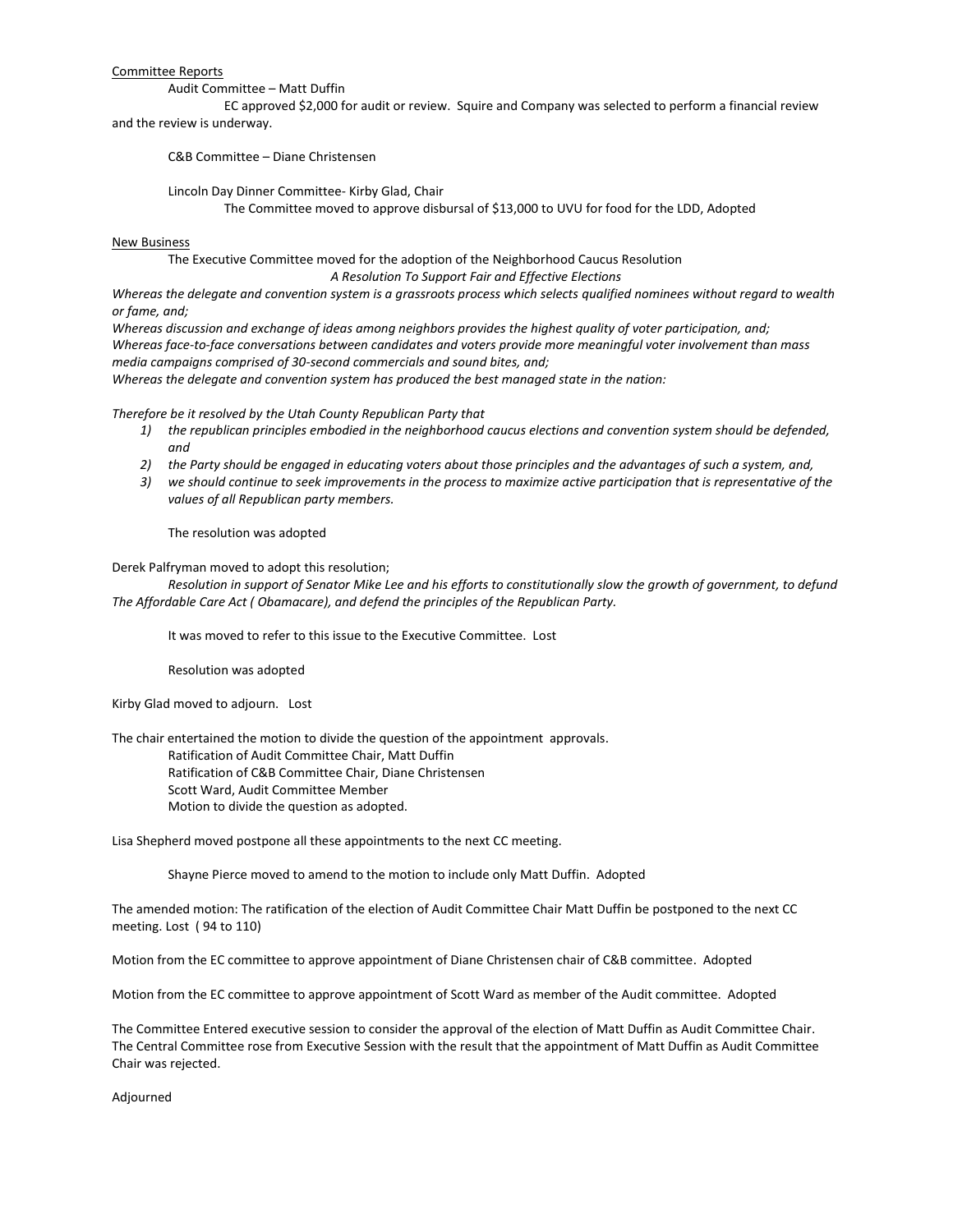Committee Reports

Audit Committee – Matt Duffin

EC approved $2,000 for audit or review. Squire and Company was selected to perform a financial review and the review is underway.

C&B Committee – Diane Christensen

Lincoln Day Dinner Committee- Kirby Glad, Chair

The Committee moved to approve disbursal of $13,000 to UVU for food for the LDD, Adopted

New Business

The Executive Committee moved for the adoption of the Neighborhood Caucus Resolution

*A Resolution To Support Fair and Effective Elections*

*Whereas the delegate and convention system is a grassroots process which selects qualified nominees without regard to wealth or fame, and;*
*Whereas discussion and exchange of ideas among neighbors provides the highest quality of voter participation, and;*
*Whereas face-to-face conversations between candidates and voters provide more meaningful voter involvement than mass media campaigns comprised of 30-second commercials and sound bites, and;*
*Whereas the delegate and convention system has produced the best managed state in the nation:*

*Therefore be it resolved by the Utah County Republican Party that*

1) *the republican principles embodied in the neighborhood caucus elections and convention system should be defended, and*
2) *the Party should be engaged in educating voters about those principles and the advantages of such a system, and,*
3) *we should continue to seek improvements in the process to maximize active participation that is representative of the values of all Republican party members.*

The resolution was adopted

Derek Palfryman moved to adopt this resolution;

*Resolution in support of Senator Mike Lee and his efforts to constitutionally slow the growth of government, to defund The Affordable Care Act ( Obamacare), and defend the principles of the Republican Party.*

It was moved to refer to this issue to the Executive Committee. Lost

Resolution was adopted

Kirby Glad moved to adjourn. Lost

The chair entertained the motion to divide the question of the appointment approvals.

Ratification of Audit Committee Chair, Matt Duffin
Ratification of C&B Committee Chair, Diane Christensen
Scott Ward, Audit Committee Member
Motion to divide the question as adopted.

Lisa Shepherd moved postpone all these appointments to the next CC meeting.

Shayne Pierce moved to amend to the motion to include only Matt Duffin. Adopted

The amended motion: The ratification of the election of Audit Committee Chair Matt Duffin be postponed to the next CC meeting. Lost ( 94 to 110)

Motion from the EC committee to approve appointment of Diane Christensen chair of C&B committee. Adopted

Motion from the EC committee to approve appointment of Scott Ward as member of the Audit committee. Adopted

The Committee Entered executive session to consider the approval of the election of Matt Duffin as Audit Committee Chair. The Central Committee rose from Executive Session with the result that the appointment of Matt Duffin as Audit Committee Chair was rejected.

Adjourned